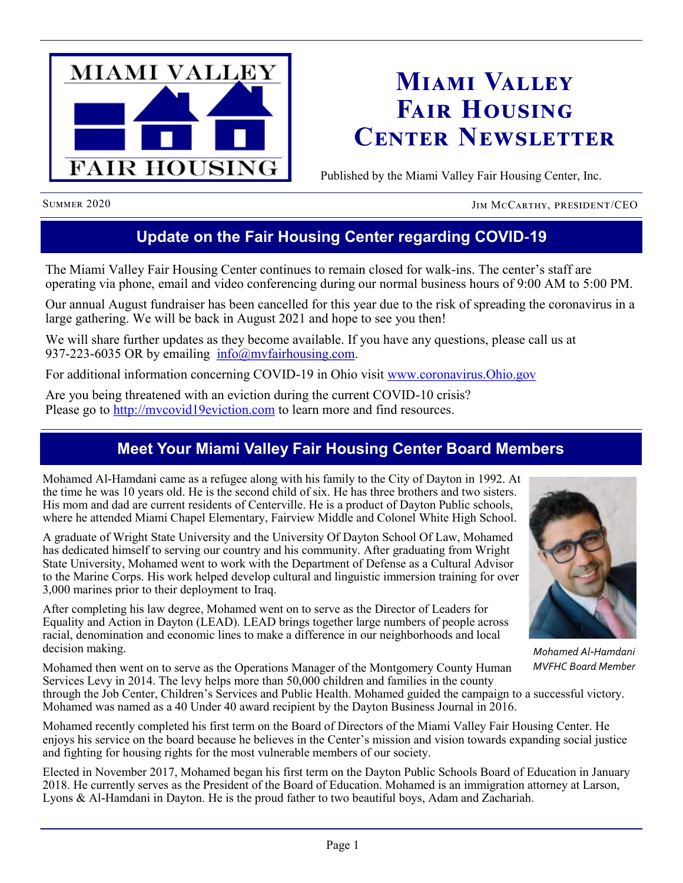# Miami Valley Fair Housing Center Newsletter

Published by the Miami Valley Fair Housing Center, Inc.

Summer 2020 — Jim McCarthy, President/CEO

## Update on the Fair Housing Center regarding COVID-19

The Miami Valley Fair Housing Center continues to remain closed for walk-ins. The center's staff are operating via phone, email and video conferencing during our normal business hours of 9:00 AM to 5:00 PM.

Our annual August fundraiser has been cancelled for this year due to the risk of spreading the coronavirus in a large gathering. We will be back in August 2021 and hope to see you then!

We will share further updates as they become available. If you have any questions, please call us at 937-223-6035 OR by emailing info@mvfairhousing.com.

For additional information concerning COVID-19 in Ohio visit www.coronavirus.Ohio.gov

Are you being threatened with an eviction during the current COVID-10 crisis?
Please go to http://mvcovid19eviction.com to learn more and find resources.

## Meet Your Miami Valley Fair Housing Center Board Members

Mohamed Al-Hamdani came as a refugee along with his family to the City of Dayton in 1992. At the time he was 10 years old. He is the second child of six. He has three brothers and two sisters. His mom and dad are current residents of Centerville. He is a product of Dayton Public schools, where he attended Miami Chapel Elementary, Fairview Middle and Colonel White High School.

A graduate of Wright State University and the University Of Dayton School Of Law, Mohamed has dedicated himself to serving our country and his community. After graduating from Wright State University, Mohamed went to work with the Department of Defense as a Cultural Advisor to the Marine Corps. His work helped develop cultural and linguistic immersion training for over 3,000 marines prior to their deployment to Iraq.

After completing his law degree, Mohamed went on to serve as the Director of Leaders for Equality and Action in Dayton (LEAD). LEAD brings together large numbers of people across racial, denomination and economic lines to make a difference in our neighborhoods and local decision making.

*Mohamed Al-Hamdani*
*MVFHC Board Member*

Mohamed then went on to serve as the Operations Manager of the Montgomery County Human Services Levy in 2014. The levy helps more than 50,000 children and families in the county through the Job Center, Children's Services and Public Health. Mohamed guided the campaign to a successful victory. Mohamed was named as a 40 Under 40 award recipient by the Dayton Business Journal in 2016.

Mohamed recently completed his first term on the Board of Directors of the Miami Valley Fair Housing Center. He enjoys his service on the board because he believes in the Center's mission and vision towards expanding social justice and fighting for housing rights for the most vulnerable members of our society.

Elected in November 2017, Mohamed began his first term on the Dayton Public Schools Board of Education in January 2018. He currently serves as the President of the Board of Education. Mohamed is an immigration attorney at Larson, Lyons & Al-Hamdani in Dayton. He is the proud father to two beautiful boys, Adam and Zachariah.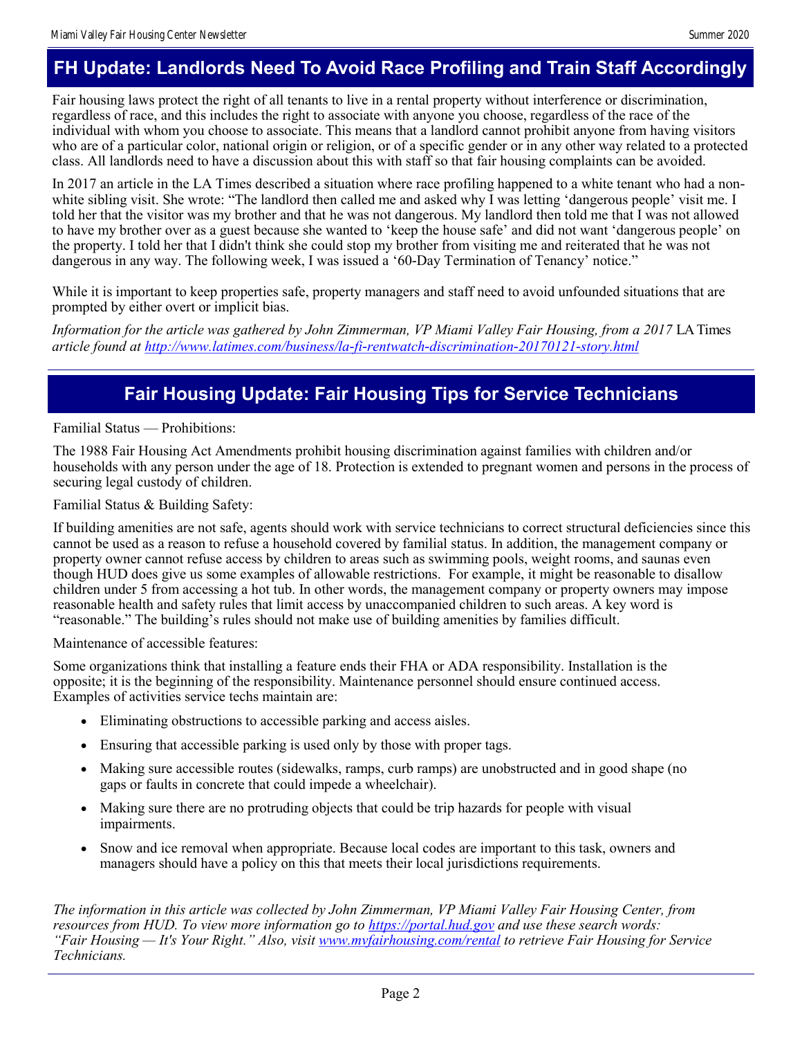## FH Update: Landlords Need To Avoid Race Profiling and Train Staff Accordingly

Fair housing laws protect the right of all tenants to live in a rental property without interference or discrimination, regardless of race, and this includes the right to associate with anyone you choose, regardless of the race of the individual with whom you choose to associate. This means that a landlord cannot prohibit anyone from having visitors who are of a particular color, national origin or religion, or of a specific gender or in any other way related to a protected class. All landlords need to have a discussion about this with staff so that fair housing complaints can be avoided.

In 2017 an article in the LA Times described a situation where race profiling happened to a white tenant who had a non-white sibling visit. She wrote: "The landlord then called me and asked why I was letting 'dangerous people' visit me. I told her that the visitor was my brother and that he was not dangerous. My landlord then told me that I was not allowed to have my brother over as a guest because she wanted to 'keep the house safe' and did not want 'dangerous people' on the property. I told her that I didn't think she could stop my brother from visiting me and reiterated that he was not dangerous in any way. The following week, I was issued a '60-Day Termination of Tenancy' notice."

While it is important to keep properties safe, property managers and staff need to avoid unfounded situations that are prompted by either overt or implicit bias.

*Information for the article was gathered by John Zimmerman, VP Miami Valley Fair Housing, from a 2017* LA Times *article found at http://www.latimes.com/business/la-fi-rentwatch-discrimination-20170121-story.html*

## Fair Housing Update: Fair Housing Tips for Service Technicians

Familial Status — Prohibitions:

The 1988 Fair Housing Act Amendments prohibit housing discrimination against families with children and/or households with any person under the age of 18. Protection is extended to pregnant women and persons in the process of securing legal custody of children.

Familial Status & Building Safety:

If building amenities are not safe, agents should work with service technicians to correct structural deficiencies since this cannot be used as a reason to refuse a household covered by familial status. In addition, the management company or property owner cannot refuse access by children to areas such as swimming pools, weight rooms, and saunas even though HUD does give us some examples of allowable restrictions. For example, it might be reasonable to disallow children under 5 from accessing a hot tub. In other words, the management company or property owners may impose reasonable health and safety rules that limit access by unaccompanied children to such areas. A key word is "reasonable." The building's rules should not make use of building amenities by families difficult.

Maintenance of accessible features:

Some organizations think that installing a feature ends their FHA or ADA responsibility. Installation is the opposite; it is the beginning of the responsibility. Maintenance personnel should ensure continued access. Examples of activities service techs maintain are:

- Eliminating obstructions to accessible parking and access aisles.
- Ensuring that accessible parking is used only by those with proper tags.
- Making sure accessible routes (sidewalks, ramps, curb ramps) are unobstructed and in good shape (no gaps or faults in concrete that could impede a wheelchair).
- Making sure there are no protruding objects that could be trip hazards for people with visual impairments.
- Snow and ice removal when appropriate. Because local codes are important to this task, owners and managers should have a policy on this that meets their local jurisdictions requirements.

*The information in this article was collected by John Zimmerman, VP Miami Valley Fair Housing Center, from resources from HUD. To view more information go to https://portal.hud.gov and use these search words: "Fair Housing — It's Your Right." Also, visit www.myfairhousing.com/rental to retrieve Fair Housing for Service Technicians.*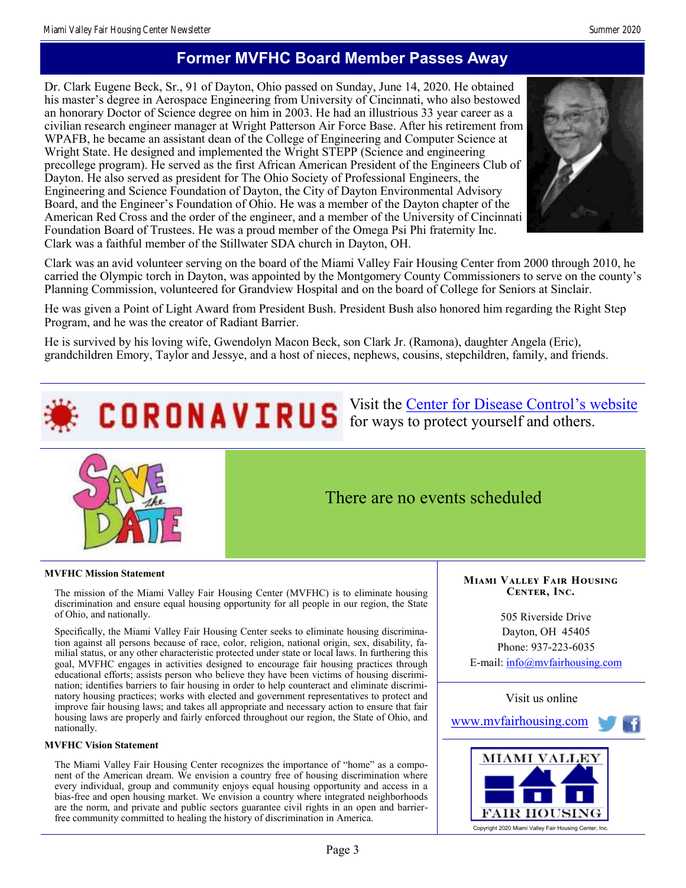## Former MVFHC Board Member Passes Away

Dr. Clark Eugene Beck, Sr., 91 of Dayton, Ohio passed on Sunday, June 14, 2020. He obtained his master's degree in Aerospace Engineering from University of Cincinnati, who also bestowed an honorary Doctor of Science degree on him in 2003. He had an illustrious 33 year career as a civilian research engineer manager at Wright Patterson Air Force Base. After his retirement from WPAFB, he became an assistant dean of the College of Engineering and Computer Science at Wright State. He designed and implemented the Wright STEPP (Science and engineering precollege program). He served as the first African American President of the Engineers Club of Dayton. He also served as president for The Ohio Society of Professional Engineers, the Engineering and Science Foundation of Dayton, the City of Dayton Environmental Advisory Board, and the Engineer's Foundation of Ohio. He was a member of the Dayton chapter of the American Red Cross and the order of the engineer, and a member of the University of Cincinnati Foundation Board of Trustees. He was a proud member of the Omega Psi Phi fraternity Inc. Clark was a faithful member of the Stillwater SDA church in Dayton, OH.

Clark was an avid volunteer serving on the board of the Miami Valley Fair Housing Center from 2000 through 2010, he carried the Olympic torch in Dayton, was appointed by the Montgomery County Commissioners to serve on the county's Planning Commission, volunteered for Grandview Hospital and on the board of College for Seniors at Sinclair.

He was given a Point of Light Award from President Bush. President Bush also honored him regarding the Right Step Program, and he was the creator of Radiant Barrier.

He is survived by his loving wife, Gwendolyn Macon Beck, son Clark Jr. (Ramona), daughter Angela (Eric), grandchildren Emory, Taylor and Jessye, and a host of nieces, nephews, cousins, stepchildren, family, and friends.

---

**CORONAVIRUS**

Visit the [Center for Disease Control's website](#) for ways to protect yourself and others.

---

**Save the Date**

There are no events scheduled

---

**MVFHC Mission Statement**

The mission of the Miami Valley Fair Housing Center (MVFHC) is to eliminate housing discrimination and ensure equal housing opportunity for all people in our region, the State of Ohio, and nationally.

Specifically, the Miami Valley Fair Housing Center seeks to eliminate housing discrimination against all persons because of race, color, religion, national origin, sex, disability, familial status, or any other characteristic protected under state or local laws. In furthering this goal, MVFHC engages in activities designed to encourage fair housing practices through educational efforts; assists person who believe they have been victims of housing discrimination; identifies barriers to fair housing in order to help counteract and eliminate discriminatory housing practices; works with elected and government representatives to protect and improve fair housing laws; and takes all appropriate and necessary action to ensure that fair housing laws are properly and fairly enforced throughout our region, the State of Ohio, and nationally.

**MVFHC Vision Statement**

The Miami Valley Fair Housing Center recognizes the importance of "home" as a component of the American dream. We envision a country free of housing discrimination where every individual, group and community enjoys equal housing opportunity and access in a bias-free and open housing market. We envision a country where integrated neighborhoods are the norm, and private and public sectors guarantee civil rights in an open and barrier-free community committed to healing the history of discrimination in America.

**Miami Valley Fair Housing Center, Inc.**

505 Riverside Drive
Dayton, OH 45405
Phone: 937-223-6035
E-mail: info@mvfairhousing.com

Visit us online

www.mvfairhousing.com

MIAMI VALLEY FAIR HOUSING

Copyright 2020 Miami Valley Fair Housing Center, Inc.